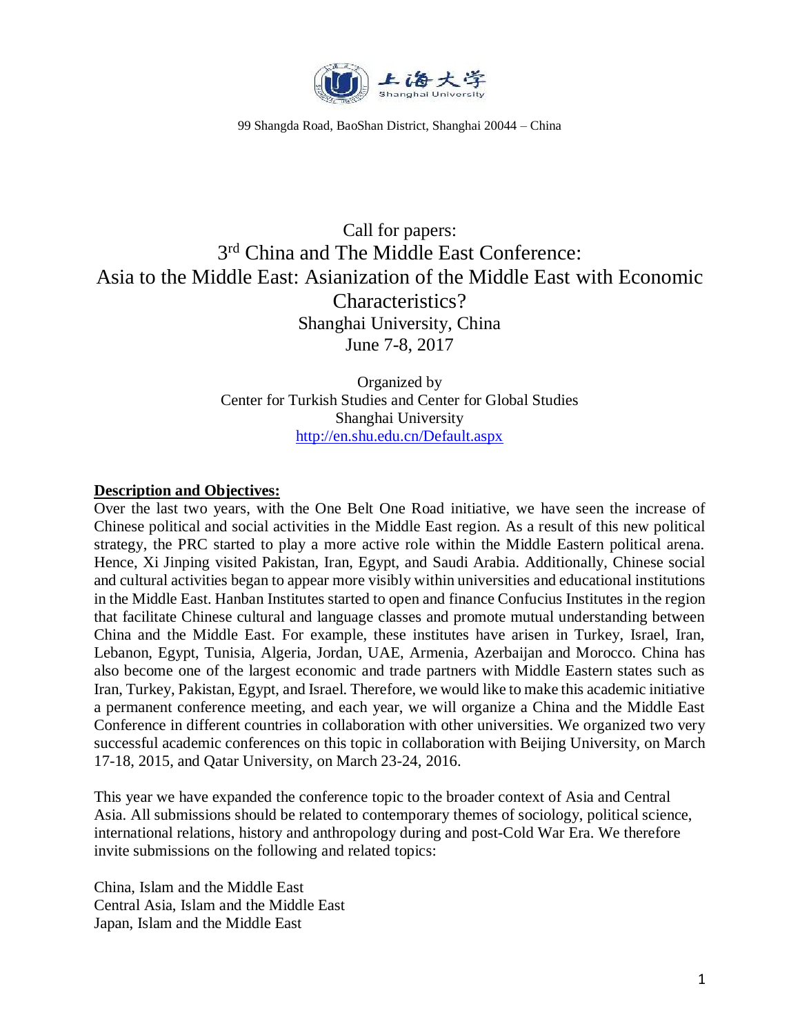上海大学
Shanghai University

99 Shangda Road, BaoShan District, Shanghai 20044 – China

# Call for papers:
# 3rd China and The Middle East Conference:
# Asia to the Middle East: Asianization of the Middle East with Economic Characteristics?

Shanghai University, China
June 7-8, 2017

Organized by
Center for Turkish Studies and Center for Global Studies
Shanghai University
http://en.shu.edu.cn/Default.aspx

**Description and Objectives:**

Over the last two years, with the One Belt One Road initiative, we have seen the increase of Chinese political and social activities in the Middle East region. As a result of this new political strategy, the PRC started to play a more active role within the Middle Eastern political arena. Hence, Xi Jinping visited Pakistan, Iran, Egypt, and Saudi Arabia. Additionally, Chinese social and cultural activities began to appear more visibly within universities and educational institutions in the Middle East. Hanban Institutes started to open and finance Confucius Institutes in the region that facilitate Chinese cultural and language classes and promote mutual understanding between China and the Middle East. For example, these institutes have arisen in Turkey, Israel, Iran, Lebanon, Egypt, Tunisia, Algeria, Jordan, UAE, Armenia, Azerbaijan and Morocco. China has also become one of the largest economic and trade partners with Middle Eastern states such as Iran, Turkey, Pakistan, Egypt, and Israel. Therefore, we would like to make this academic initiative a permanent conference meeting, and each year, we will organize a China and the Middle East Conference in different countries in collaboration with other universities. We organized two very successful academic conferences on this topic in collaboration with Beijing University, on March 17-18, 2015, and Qatar University, on March 23-24, 2016.

This year we have expanded the conference topic to the broader context of Asia and Central Asia. All submissions should be related to contemporary themes of sociology, political science, international relations, history and anthropology during and post-Cold War Era. We therefore invite submissions on the following and related topics:

China, Islam and the Middle East
Central Asia, Islam and the Middle East
Japan, Islam and the Middle East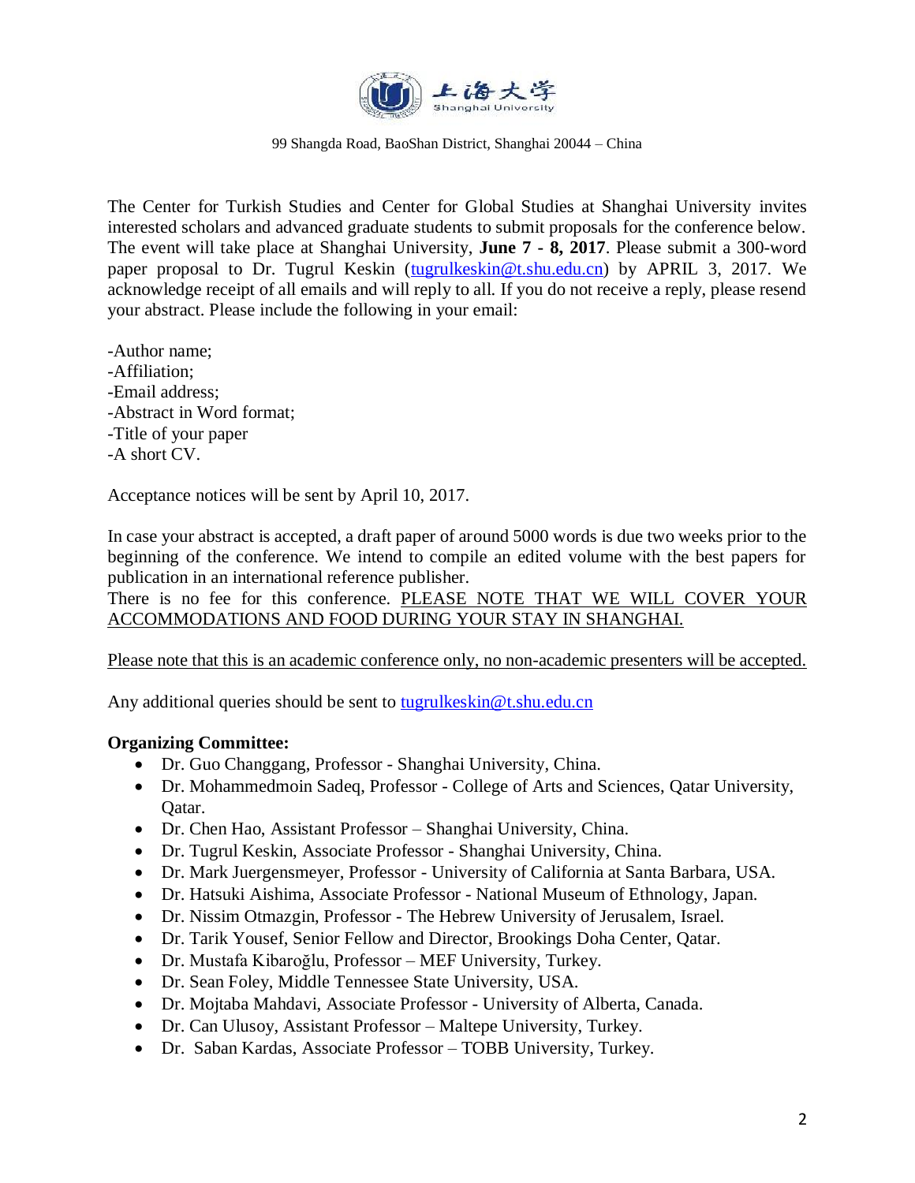上海大学 Shanghai University

99 Shangda Road, BaoShan District, Shanghai 20044 – China

The Center for Turkish Studies and Center for Global Studies at Shanghai University invites interested scholars and advanced graduate students to submit proposals for the conference below. The event will take place at Shanghai University, **June 7 - 8, 2017**. Please submit a 300-word paper proposal to Dr. Tugrul Keskin (tugrulkeskin@t.shu.edu.cn) by APRIL 3, 2017. We acknowledge receipt of all emails and will reply to all. If you do not receive a reply, please resend your abstract. Please include the following in your email:

-Author name;
-Affiliation;
-Email address;
-Abstract in Word format;
-Title of your paper
-A short CV.

Acceptance notices will be sent by April 10, 2017.

In case your abstract is accepted, a draft paper of around 5000 words is due two weeks prior to the beginning of the conference. We intend to compile an edited volume with the best papers for publication in an international reference publisher.
There is no fee for this conference. PLEASE NOTE THAT WE WILL COVER YOUR ACCOMMODATIONS AND FOOD DURING YOUR STAY IN SHANGHAI.

Please note that this is an academic conference only, no non-academic presenters will be accepted.

Any additional queries should be sent to tugrulkeskin@t.shu.edu.cn

**Organizing Committee:**

- Dr. Guo Changgang, Professor - Shanghai University, China.
- Dr. Mohammedmoin Sadeq, Professor - College of Arts and Sciences, Qatar University, Qatar.
- Dr. Chen Hao, Assistant Professor – Shanghai University, China.
- Dr. Tugrul Keskin, Associate Professor - Shanghai University, China.
- Dr. Mark Juergensmeyer, Professor - University of California at Santa Barbara, USA.
- Dr. Hatsuki Aishima, Associate Professor - National Museum of Ethnology, Japan.
- Dr. Nissim Otmazgin, Professor - The Hebrew University of Jerusalem, Israel.
- Dr. Tarik Yousef, Senior Fellow and Director, Brookings Doha Center, Qatar.
- Dr. Mustafa Kibaroğlu, Professor – MEF University, Turkey.
- Dr. Sean Foley, Middle Tennessee State University, USA.
- Dr. Mojtaba Mahdavi, Associate Professor - University of Alberta, Canada.
- Dr. Can Ulusoy, Assistant Professor – Maltepe University, Turkey.
- Dr. Saban Kardas, Associate Professor – TOBB University, Turkey.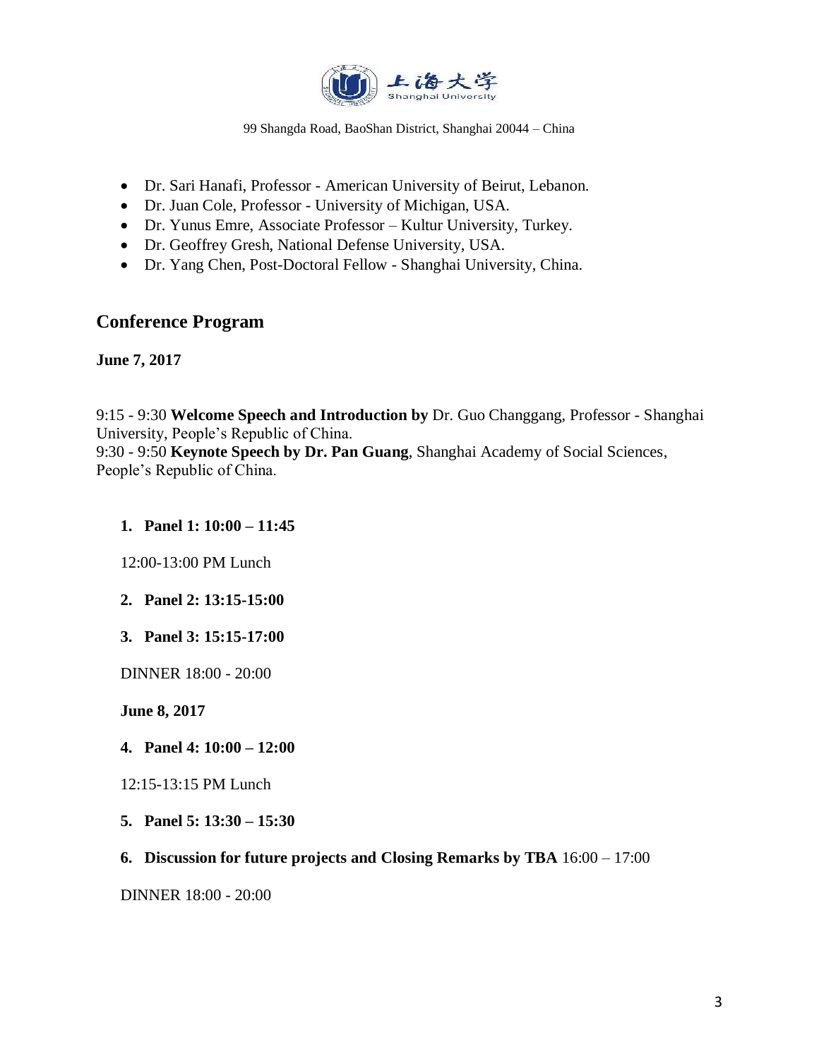- Dr. Sari Hanafi, Professor - American University of Beirut, Lebanon.
- Dr. Juan Cole, Professor - University of Michigan, USA.
- Dr. Yunus Emre, Associate Professor – Kultur University, Turkey.
- Dr. Geoffrey Gresh, National Defense University, USA.
- Dr. Yang Chen, Post-Doctoral Fellow - Shanghai University, China.

## Conference Program

**June 7, 2017**

9:15 - 9:30 **Welcome Speech and Introduction by** Dr. Guo Changgang, Professor - Shanghai University, People's Republic of China.
9:30 - 9:50 **Keynote Speech by Dr. Pan Guang**, Shanghai Academy of Social Sciences, People's Republic of China.

1. **Panel 1: 10:00 – 11:45**

   12:00-13:00 PM Lunch

2. **Panel 2: 13:15-15:00**

3. **Panel 3: 15:15-17:00**

   DINNER 18:00 - 20:00

   **June 8, 2017**

4. **Panel 4: 10:00 – 12:00**

   12:15-13:15 PM Lunch

5. **Panel 5: 13:30 – 15:30**

6. **Discussion for future projects and Closing Remarks by TBA** 16:00 – 17:00

   DINNER 18:00 - 20:00